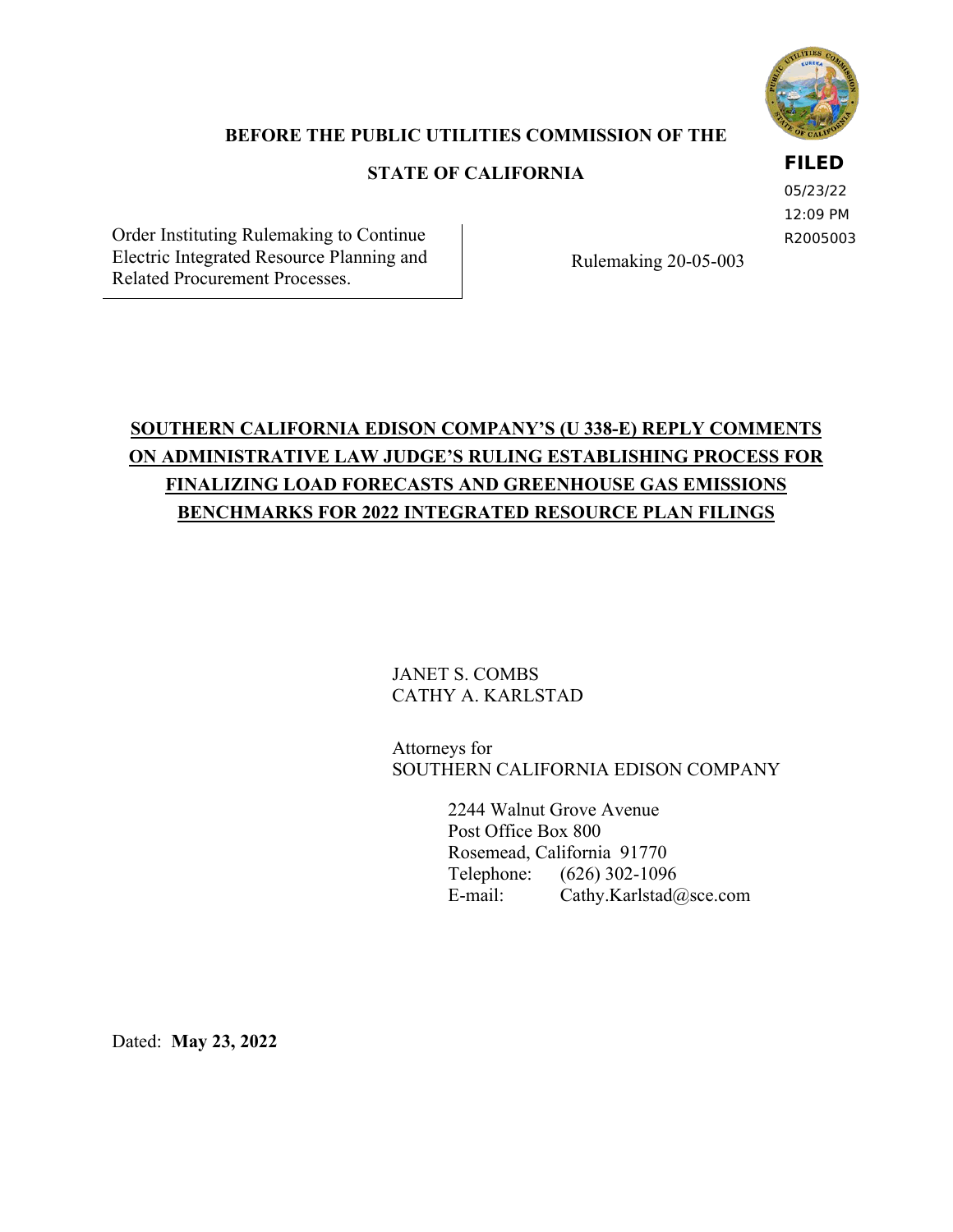**FILED**
05/23/22
12:09 PM
R2005003

**BEFORE THE PUBLIC UTILITIES COMMISSION OF THE**

**STATE OF CALIFORNIA**

| Order Instituting Rulemaking to Continue Electric Integrated Resource Planning and Related Procurement Processes. | Rulemaking 20-05-003 |
| --- | --- |

**SOUTHERN CALIFORNIA EDISON COMPANY'S (U 338-E) REPLY COMMENTS ON ADMINISTRATIVE LAW JUDGE'S RULING ESTABLISHING PROCESS FOR FINALIZING LOAD FORECASTS AND GREENHOUSE GAS EMISSIONS BENCHMARKS FOR 2022 INTEGRATED RESOURCE PLAN FILINGS**

JANET S. COMBS
CATHY A. KARLSTAD

Attorneys for
SOUTHERN CALIFORNIA EDISON COMPANY

2244 Walnut Grove Avenue
Post Office Box 800
Rosemead, California 91770
Telephone: (626) 302-1096
E-mail: Cathy.Karlstad@sce.com

Dated: **May 23, 2022**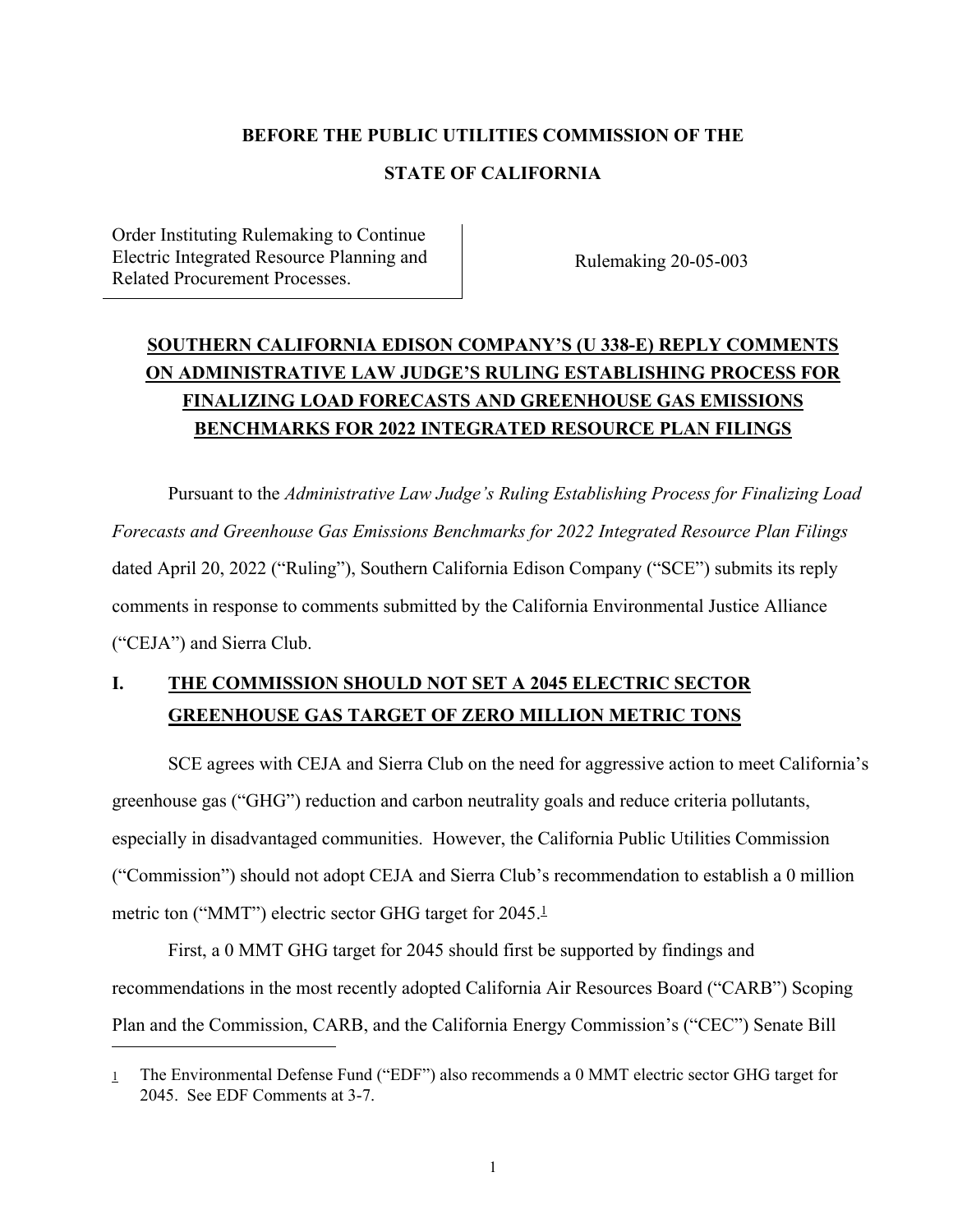**BEFORE THE PUBLIC UTILITIES COMMISSION OF THE**

**STATE OF CALIFORNIA**

| Order Instituting Rulemaking to Continue Electric Integrated Resource Planning and Related Procurement Processes. | Rulemaking 20-05-003 |
| --- | --- |

**SOUTHERN CALIFORNIA EDISON COMPANY'S (U 338-E) REPLY COMMENTS ON ADMINISTRATIVE LAW JUDGE'S RULING ESTABLISHING PROCESS FOR FINALIZING LOAD FORECASTS AND GREENHOUSE GAS EMISSIONS BENCHMARKS FOR 2022 INTEGRATED RESOURCE PLAN FILINGS**

Pursuant to the *Administrative Law Judge's Ruling Establishing Process for Finalizing Load Forecasts and Greenhouse Gas Emissions Benchmarks for 2022 Integrated Resource Plan Filings* dated April 20, 2022 ("Ruling"), Southern California Edison Company ("SCE") submits its reply comments in response to comments submitted by the California Environmental Justice Alliance ("CEJA") and Sierra Club.

## I. THE COMMISSION SHOULD NOT SET A 2045 ELECTRIC SECTOR GREENHOUSE GAS TARGET OF ZERO MILLION METRIC TONS

SCE agrees with CEJA and Sierra Club on the need for aggressive action to meet California's greenhouse gas ("GHG") reduction and carbon neutrality goals and reduce criteria pollutants, especially in disadvantaged communities. However, the California Public Utilities Commission ("Commission") should not adopt CEJA and Sierra Club's recommendation to establish a 0 million metric ton ("MMT") electric sector GHG target for 2045.[1]

First, a 0 MMT GHG target for 2045 should first be supported by findings and recommendations in the most recently adopted California Air Resources Board ("CARB") Scoping Plan and the Commission, CARB, and the California Energy Commission's ("CEC") Senate Bill

---

[1] The Environmental Defense Fund ("EDF") also recommends a 0 MMT electric sector GHG target for 2045. See EDF Comments at 3-7.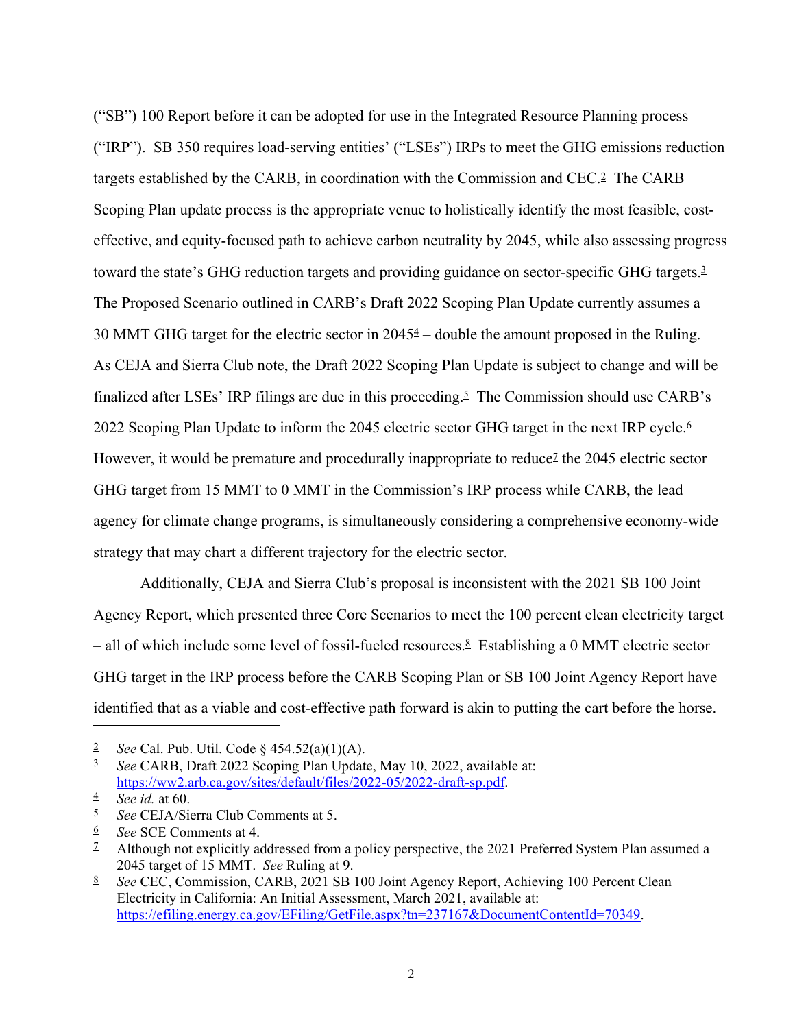("SB") 100 Report before it can be adopted for use in the Integrated Resource Planning process ("IRP"). SB 350 requires load-serving entities' ("LSEs") IRPs to meet the GHG emissions reduction targets established by the CARB, in coordination with the Commission and CEC.[2] The CARB Scoping Plan update process is the appropriate venue to holistically identify the most feasible, cost-effective, and equity-focused path to achieve carbon neutrality by 2045, while also assessing progress toward the state's GHG reduction targets and providing guidance on sector-specific GHG targets.[3] The Proposed Scenario outlined in CARB's Draft 2022 Scoping Plan Update currently assumes a 30 MMT GHG target for the electric sector in 2045[4] – double the amount proposed in the Ruling. As CEJA and Sierra Club note, the Draft 2022 Scoping Plan Update is subject to change and will be finalized after LSEs' IRP filings are due in this proceeding.[5] The Commission should use CARB's 2022 Scoping Plan Update to inform the 2045 electric sector GHG target in the next IRP cycle.[6] However, it would be premature and procedurally inappropriate to reduce[7] the 2045 electric sector GHG target from 15 MMT to 0 MMT in the Commission's IRP process while CARB, the lead agency for climate change programs, is simultaneously considering a comprehensive economy-wide strategy that may chart a different trajectory for the electric sector.

Additionally, CEJA and Sierra Club's proposal is inconsistent with the 2021 SB 100 Joint Agency Report, which presented three Core Scenarios to meet the 100 percent clean electricity target – all of which include some level of fossil-fueled resources.[8] Establishing a 0 MMT electric sector GHG target in the IRP process before the CARB Scoping Plan or SB 100 Joint Agency Report have identified that as a viable and cost-effective path forward is akin to putting the cart before the horse.

---

[2] *See* Cal. Pub. Util. Code § 454.52(a)(1)(A).

[3] *See* CARB, Draft 2022 Scoping Plan Update, May 10, 2022, available at: https://ww2.arb.ca.gov/sites/default/files/2022-05/2022-draft-sp.pdf.

[4] *See id.* at 60.

[5] *See* CEJA/Sierra Club Comments at 5.

[6] *See* SCE Comments at 4.

[7] Although not explicitly addressed from a policy perspective, the 2021 Preferred System Plan assumed a 2045 target of 15 MMT. *See* Ruling at 9.

[8] *See* CEC, Commission, CARB, 2021 SB 100 Joint Agency Report, Achieving 100 Percent Clean Electricity in California: An Initial Assessment, March 2021, available at: https://efiling.energy.ca.gov/EFiling/GetFile.aspx?tn=237167&DocumentContentId=70349.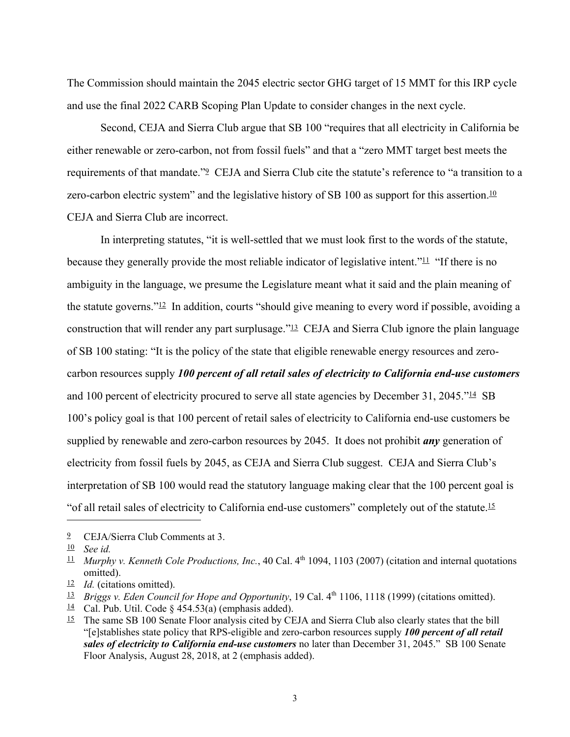The Commission should maintain the 2045 electric sector GHG target of 15 MMT for this IRP cycle and use the final 2022 CARB Scoping Plan Update to consider changes in the next cycle.

Second, CEJA and Sierra Club argue that SB 100 "requires that all electricity in California be either renewable or zero-carbon, not from fossil fuels" and that a "zero MMT target best meets the requirements of that mandate."[9] CEJA and Sierra Club cite the statute's reference to "a transition to a zero-carbon electric system" and the legislative history of SB 100 as support for this assertion.[10] CEJA and Sierra Club are incorrect.

In interpreting statutes, "it is well-settled that we must look first to the words of the statute, because they generally provide the most reliable indicator of legislative intent."[11] "If there is no ambiguity in the language, we presume the Legislature meant what it said and the plain meaning of the statute governs."[12] In addition, courts "should give meaning to every word if possible, avoiding a construction that will render any part surplusage."[13] CEJA and Sierra Club ignore the plain language of SB 100 stating: "It is the policy of the state that eligible renewable energy resources and zero-carbon resources supply ***100 percent of all retail sales of electricity to California end-use customers*** and 100 percent of electricity procured to serve all state agencies by December 31, 2045."[14] SB 100's policy goal is that 100 percent of retail sales of electricity to California end-use customers be supplied by renewable and zero-carbon resources by 2045. It does not prohibit ***any*** generation of electricity from fossil fuels by 2045, as CEJA and Sierra Club suggest. CEJA and Sierra Club's interpretation of SB 100 would read the statutory language making clear that the 100 percent goal is "of all retail sales of electricity to California end-use customers" completely out of the statute.[15]

---

[9] CEJA/Sierra Club Comments at 3.

[10] *See id.*

[11] *Murphy v. Kenneth Cole Productions, Inc.*, 40 Cal. 4th 1094, 1103 (2007) (citation and internal quotations omitted).

[12] *Id.* (citations omitted).

[13] *Briggs v. Eden Council for Hope and Opportunity*, 19 Cal. 4th 1106, 1118 (1999) (citations omitted).

[14] Cal. Pub. Util. Code § 454.53(a) (emphasis added).

[15] The same SB 100 Senate Floor analysis cited by CEJA and Sierra Club also clearly states that the bill "[e]stablishes state policy that RPS-eligible and zero-carbon resources supply ***100 percent of all retail sales of electricity to California end-use customers*** no later than December 31, 2045." SB 100 Senate Floor Analysis, August 28, 2018, at 2 (emphasis added).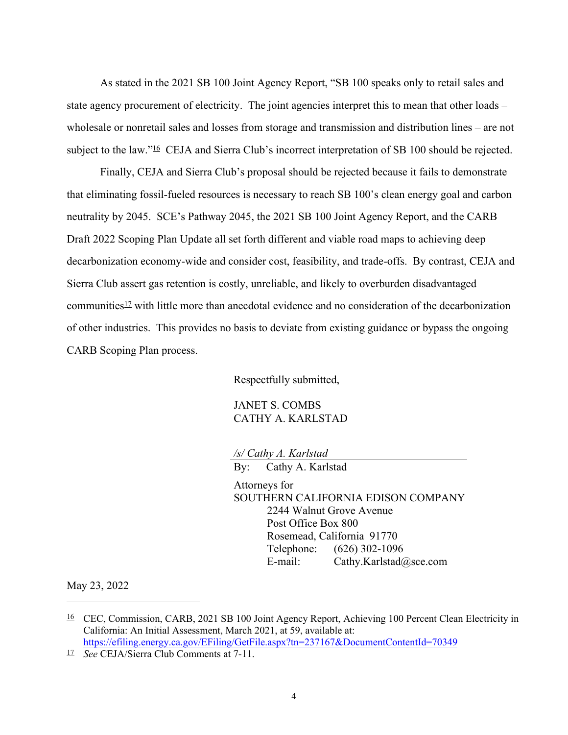As stated in the 2021 SB 100 Joint Agency Report, "SB 100 speaks only to retail sales and state agency procurement of electricity. The joint agencies interpret this to mean that other loads – wholesale or nonretail sales and losses from storage and transmission and distribution lines – are not subject to the law."[16] CEJA and Sierra Club's incorrect interpretation of SB 100 should be rejected.

Finally, CEJA and Sierra Club's proposal should be rejected because it fails to demonstrate that eliminating fossil-fueled resources is necessary to reach SB 100's clean energy goal and carbon neutrality by 2045. SCE's Pathway 2045, the 2021 SB 100 Joint Agency Report, and the CARB Draft 2022 Scoping Plan Update all set forth different and viable road maps to achieving deep decarbonization economy-wide and consider cost, feasibility, and trade-offs. By contrast, CEJA and Sierra Club assert gas retention is costly, unreliable, and likely to overburden disadvantaged communities[17] with little more than anecdotal evidence and no consideration of the decarbonization of other industries. This provides no basis to deviate from existing guidance or bypass the ongoing CARB Scoping Plan process.

Respectfully submitted,

JANET S. COMBS
CATHY A. KARLSTAD

*/s/ Cathy A. Karlstad*
By: Cathy A. Karlstad

Attorneys for
SOUTHERN CALIFORNIA EDISON COMPANY
2244 Walnut Grove Avenue
Post Office Box 800
Rosemead, California 91770
Telephone: (626) 302-1096
E-mail: Cathy.Karlstad@sce.com

May 23, 2022

---

[16] CEC, Commission, CARB, 2021 SB 100 Joint Agency Report, Achieving 100 Percent Clean Electricity in California: An Initial Assessment, March 2021, at 59, available at: https://efiling.energy.ca.gov/EFiling/GetFile.aspx?tn=237167&DocumentContentId=70349

[17] *See* CEJA/Sierra Club Comments at 7-11.